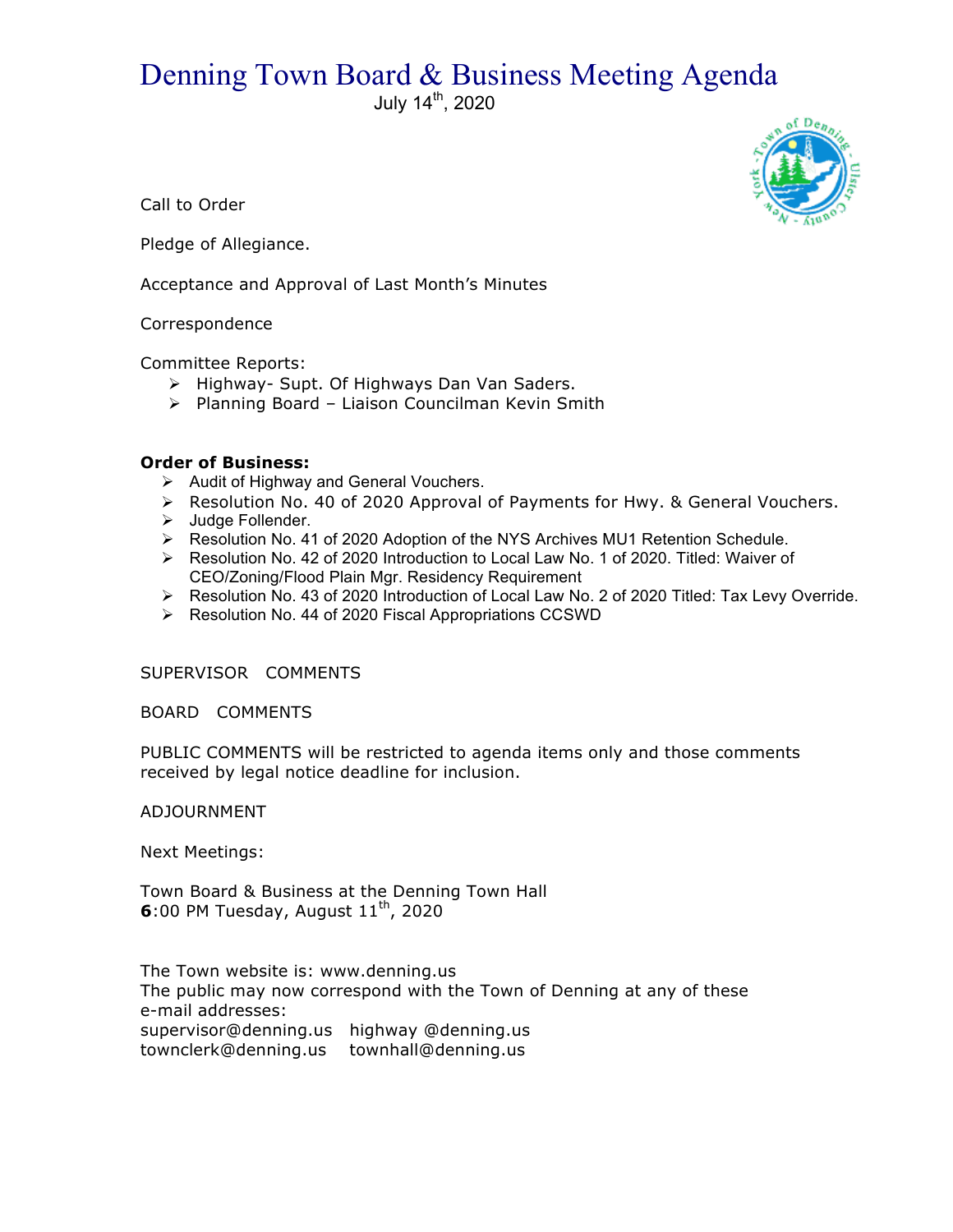# Denning Town Board & Business Meeting Agenda

July 14th, 2020

Call to Order

Pledge of Allegiance.

Acceptance and Approval of Last Month's Minutes

Correspondence

Committee Reports:

- Highway- Supt. Of Highways Dan Van Saders.
- Planning Board – Liaison Councilman Kevin Smith

**Order of Business:**

- Audit of Highway and General Vouchers.
- Resolution No. 40 of 2020 Approval of Payments for Hwy. & General Vouchers.
- Judge Follender.
- Resolution No. 41 of 2020 Adoption of the NYS Archives MU1 Retention Schedule.
- Resolution No. 42 of 2020 Introduction to Local Law No. 1 of 2020. Titled: Waiver of CEO/Zoning/Flood Plain Mgr. Residency Requirement
- Resolution No. 43 of 2020 Introduction of Local Law No. 2 of 2020 Titled: Tax Levy Override.
- Resolution No. 44 of 2020 Fiscal Appropriations CCSWD

SUPERVISOR COMMENTS

BOARD COMMENTS

PUBLIC COMMENTS will be restricted to agenda items only and those comments received by legal notice deadline for inclusion.

ADJOURNMENT

Next Meetings:

Town Board & Business at the Denning Town Hall
**6**:00 PM Tuesday, August 11th, 2020

The Town website is: www.denning.us
The public may now correspond with the Town of Denning at any of these e-mail addresses:
supervisor@denning.us highway @denning.us
townclerk@denning.us townhall@denning.us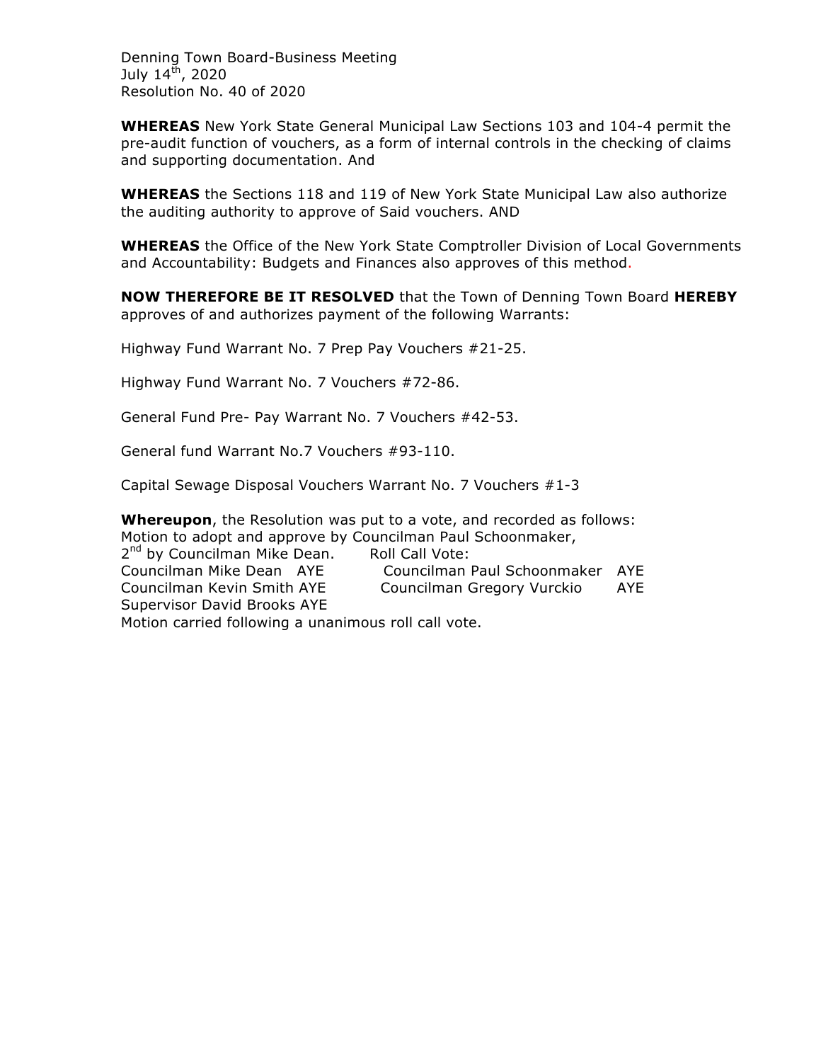Denning Town Board-Business Meeting
July 14th, 2020
Resolution No. 40 of 2020

**WHEREAS** New York State General Municipal Law Sections 103 and 104-4 permit the pre-audit function of vouchers, as a form of internal controls in the checking of claims and supporting documentation. And

**WHEREAS** the Sections 118 and 119 of New York State Municipal Law also authorize the auditing authority to approve of Said vouchers. AND

**WHEREAS** the Office of the New York State Comptroller Division of Local Governments and Accountability: Budgets and Finances also approves of this method.

**NOW THEREFORE BE IT RESOLVED** that the Town of Denning Town Board **HEREBY** approves of and authorizes payment of the following Warrants:

Highway Fund Warrant No. 7 Prep Pay Vouchers #21-25.

Highway Fund Warrant No. 7 Vouchers #72-86.

General Fund Pre- Pay Warrant No. 7 Vouchers #42-53.

General fund Warrant No.7 Vouchers #93-110.

Capital Sewage Disposal Vouchers Warrant No. 7 Vouchers #1-3

**Whereupon**, the Resolution was put to a vote, and recorded as follows:
Motion to adopt and approve by Councilman Paul Schoonmaker,
2nd by Councilman Mike Dean. Roll Call Vote:
Councilman Mike Dean AYE Councilman Paul Schoonmaker AYE
Councilman Kevin Smith AYE Councilman Gregory Vurckio AYE
Supervisor David Brooks AYE
Motion carried following a unanimous roll call vote.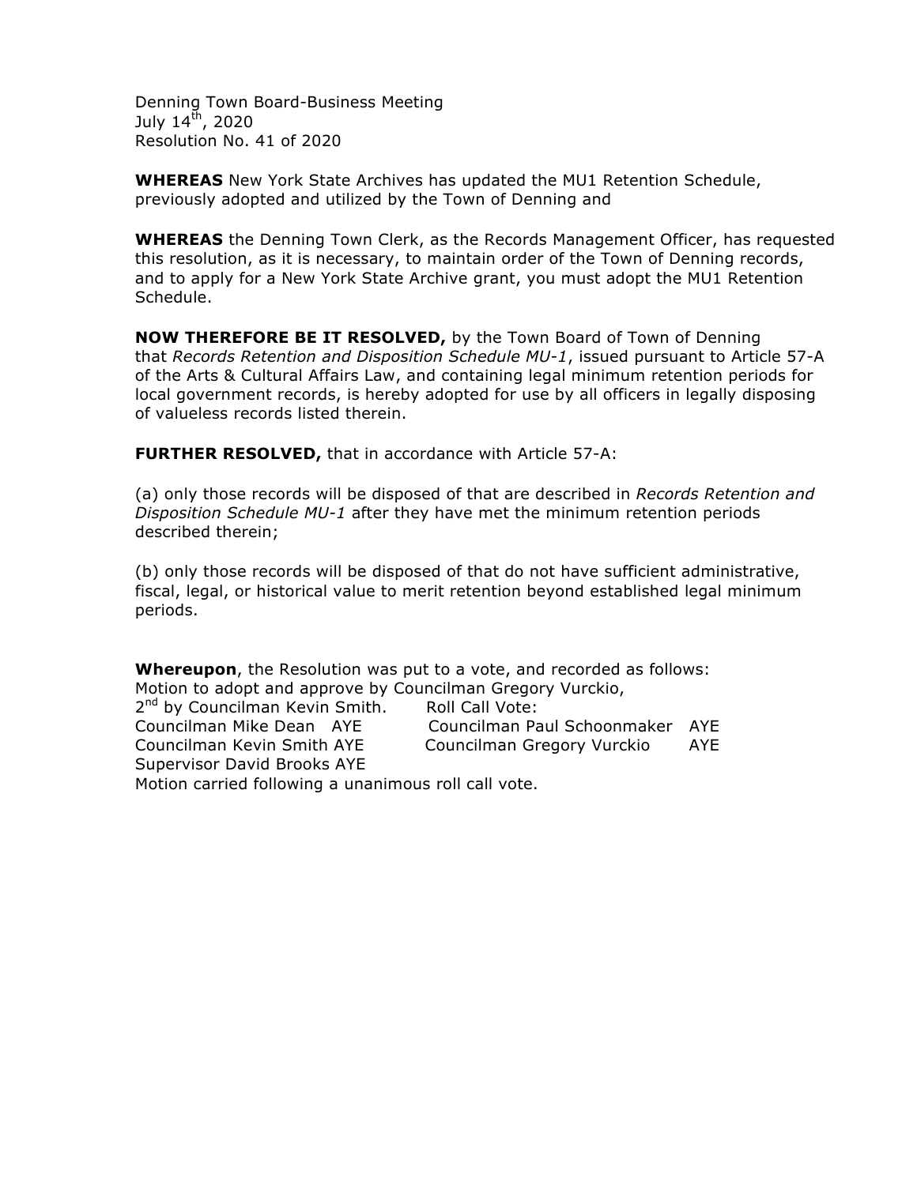Denning Town Board-Business Meeting
July 14th, 2020
Resolution No. 41 of 2020

**WHEREAS** New York State Archives has updated the MU1 Retention Schedule, previously adopted and utilized by the Town of Denning and

**WHEREAS** the Denning Town Clerk, as the Records Management Officer, has requested this resolution, as it is necessary, to maintain order of the Town of Denning records, and to apply for a New York State Archive grant, you must adopt the MU1 Retention Schedule.

**NOW THEREFORE BE IT RESOLVED,** by the Town Board of Town of Denning that *Records Retention and Disposition Schedule MU-1*, issued pursuant to Article 57-A of the Arts & Cultural Affairs Law, and containing legal minimum retention periods for local government records, is hereby adopted for use by all officers in legally disposing of valueless records listed therein.

**FURTHER RESOLVED,** that in accordance with Article 57-A:

(a) only those records will be disposed of that are described in *Records Retention and Disposition Schedule MU-1* after they have met the minimum retention periods described therein;

(b) only those records will be disposed of that do not have sufficient administrative, fiscal, legal, or historical value to merit retention beyond established legal minimum periods.

**Whereupon**, the Resolution was put to a vote, and recorded as follows:
Motion to adopt and approve by Councilman Gregory Vurckio,
2nd by Councilman Kevin Smith. Roll Call Vote:
Councilman Mike Dean AYE Councilman Paul Schoonmaker AYE
Councilman Kevin Smith AYE Councilman Gregory Vurckio AYE
Supervisor David Brooks AYE
Motion carried following a unanimous roll call vote.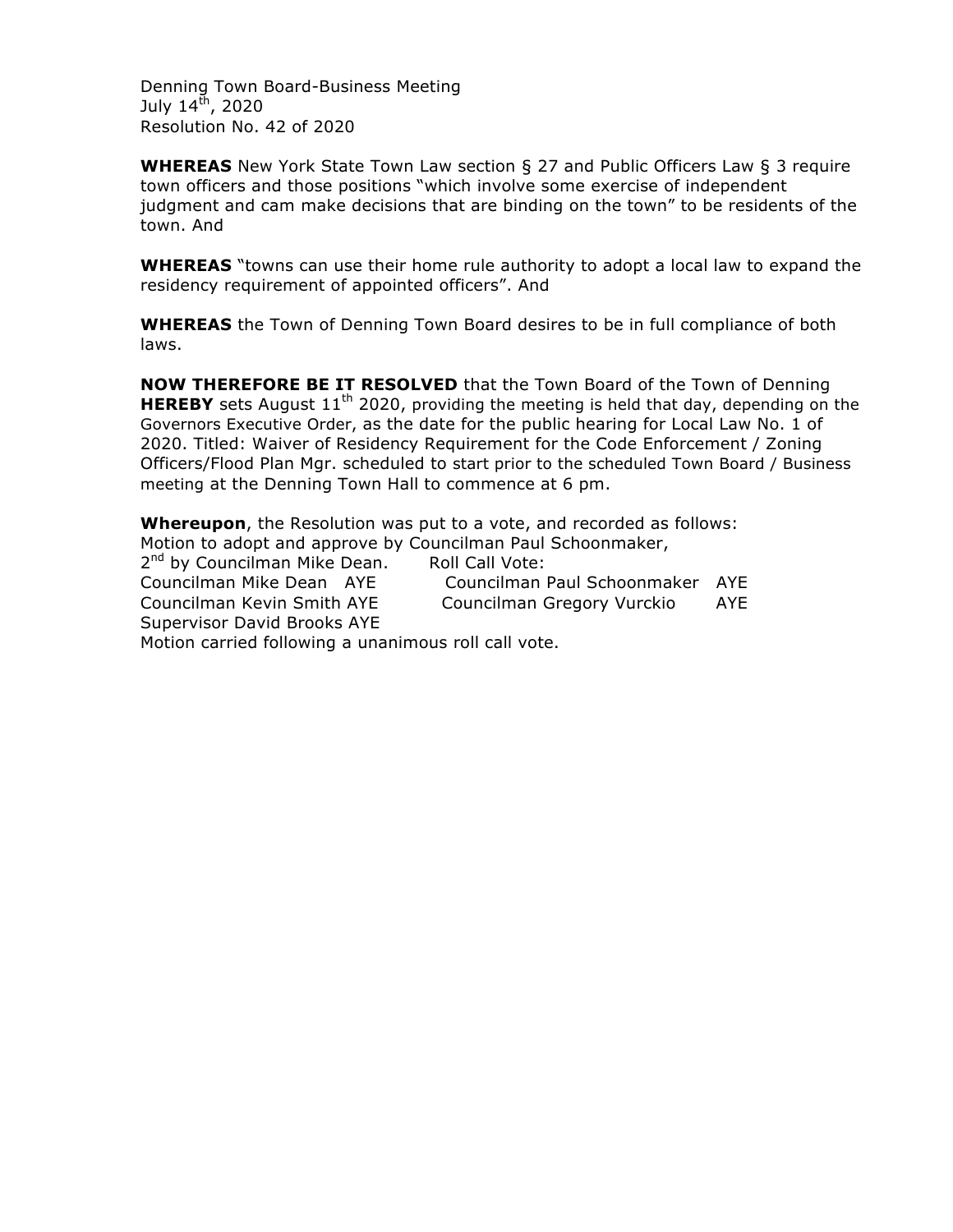Denning Town Board-Business Meeting
July 14th, 2020
Resolution No. 42 of 2020

**WHEREAS** New York State Town Law section § 27 and Public Officers Law § 3 require town officers and those positions "which involve some exercise of independent judgment and cam make decisions that are binding on the town" to be residents of the town. And

**WHEREAS** "towns can use their home rule authority to adopt a local law to expand the residency requirement of appointed officers". And

**WHEREAS** the Town of Denning Town Board desires to be in full compliance of both laws.

**NOW THEREFORE BE IT RESOLVED** that the Town Board of the Town of Denning **HEREBY** sets August 11th 2020, providing the meeting is held that day, depending on the Governors Executive Order, as the date for the public hearing for Local Law No. 1 of 2020. Titled: Waiver of Residency Requirement for the Code Enforcement / Zoning Officers/Flood Plan Mgr. scheduled to start prior to the scheduled Town Board / Business meeting at the Denning Town Hall to commence at 6 pm.

**Whereupon**, the Resolution was put to a vote, and recorded as follows:
Motion to adopt and approve by Councilman Paul Schoonmaker,
2nd by Councilman Mike Dean. Roll Call Vote:
Councilman Mike Dean AYE Councilman Paul Schoonmaker AYE
Councilman Kevin Smith AYE Councilman Gregory Vurckio AYE
Supervisor David Brooks AYE
Motion carried following a unanimous roll call vote.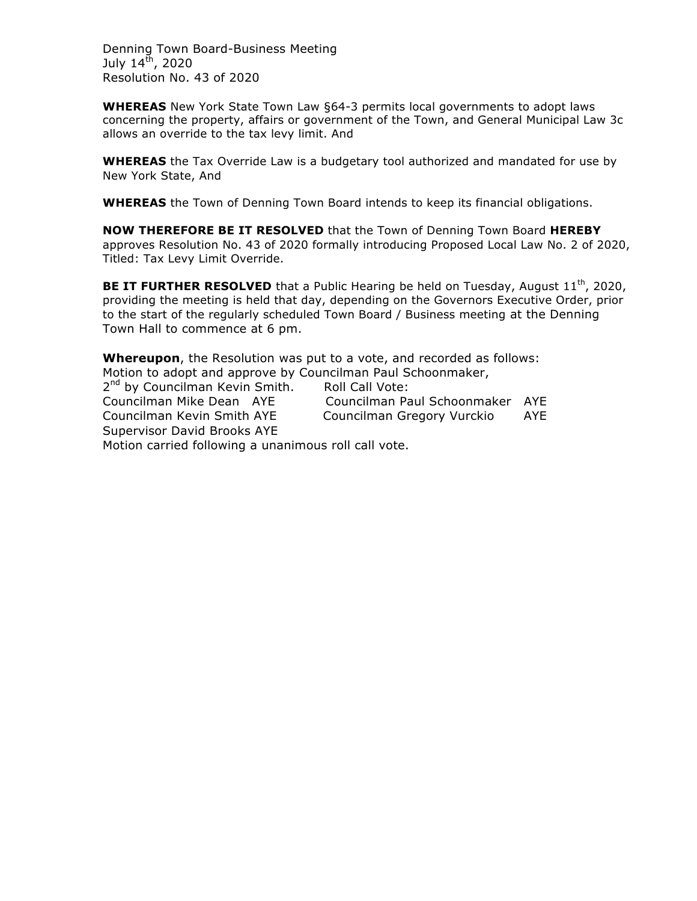Denning Town Board-Business Meeting
July 14th, 2020
Resolution No. 43 of 2020

**WHEREAS** New York State Town Law §64-3 permits local governments to adopt laws concerning the property, affairs or government of the Town, and General Municipal Law 3c allows an override to the tax levy limit. And

**WHEREAS** the Tax Override Law is a budgetary tool authorized and mandated for use by New York State, And

**WHEREAS** the Town of Denning Town Board intends to keep its financial obligations.

**NOW THEREFORE BE IT RESOLVED** that the Town of Denning Town Board **HEREBY** approves Resolution No. 43 of 2020 formally introducing Proposed Local Law No. 2 of 2020, Titled: Tax Levy Limit Override.

**BE IT FURTHER RESOLVED** that a Public Hearing be held on Tuesday, August 11th, 2020, providing the meeting is held that day, depending on the Governors Executive Order, prior to the start of the regularly scheduled Town Board / Business meeting at the Denning Town Hall to commence at 6 pm.

**Whereupon**, the Resolution was put to a vote, and recorded as follows:
Motion to adopt and approve by Councilman Paul Schoonmaker,
2nd by Councilman Kevin Smith. Roll Call Vote:

Councilman Mike Dean AYE
Councilman Paul Schoonmaker AYE
Councilman Kevin Smith AYE
Councilman Gregory Vurckio AYE
Supervisor David Brooks AYE

Motion carried following a unanimous roll call vote.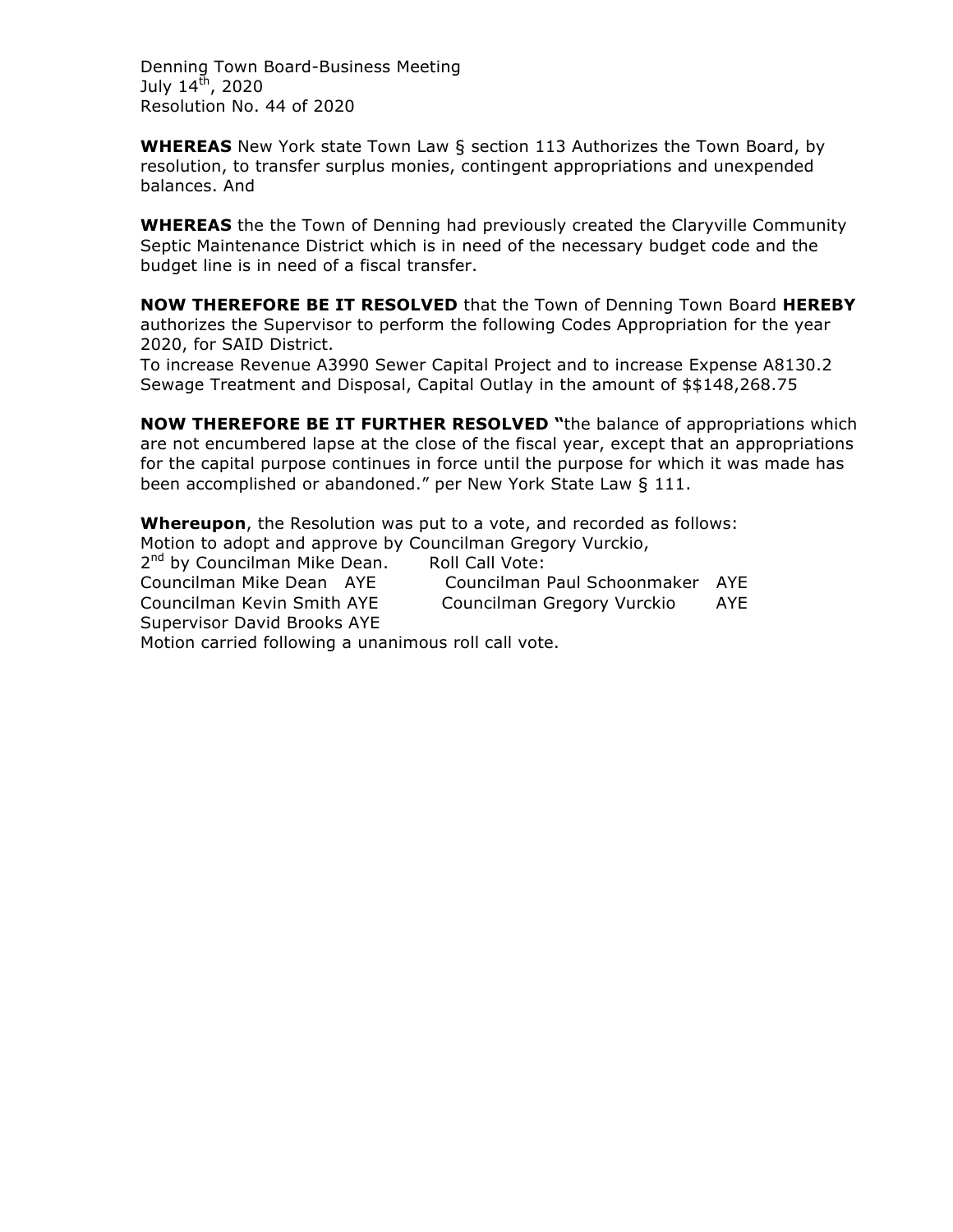Denning Town Board-Business Meeting
July 14th, 2020
Resolution No. 44 of 2020

**WHEREAS** New York state Town Law § section 113 Authorizes the Town Board, by resolution, to transfer surplus monies, contingent appropriations and unexpended balances. And

**WHEREAS** the the Town of Denning had previously created the Claryville Community Septic Maintenance District which is in need of the necessary budget code and the budget line is in need of a fiscal transfer.

**NOW THEREFORE BE IT RESOLVED** that the Town of Denning Town Board **HEREBY** authorizes the Supervisor to perform the following Codes Appropriation for the year 2020, for SAID District.
To increase Revenue A3990 Sewer Capital Project and to increase Expense A8130.2 Sewage Treatment and Disposal, Capital Outlay in the amount of $$148,268.75

**NOW THEREFORE BE IT FURTHER RESOLVED "**the balance of appropriations which are not encumbered lapse at the close of the fiscal year, except that an appropriations for the capital purpose continues in force until the purpose for which it was made has been accomplished or abandoned." per New York State Law § 111.

**Whereupon**, the Resolution was put to a vote, and recorded as follows:
Motion to adopt and approve by Councilman Gregory Vurckio,
2nd by Councilman Mike Dean. Roll Call Vote:
Councilman Mike Dean AYE Councilman Paul Schoonmaker AYE
Councilman Kevin Smith AYE Councilman Gregory Vurckio AYE
Supervisor David Brooks AYE
Motion carried following a unanimous roll call vote.